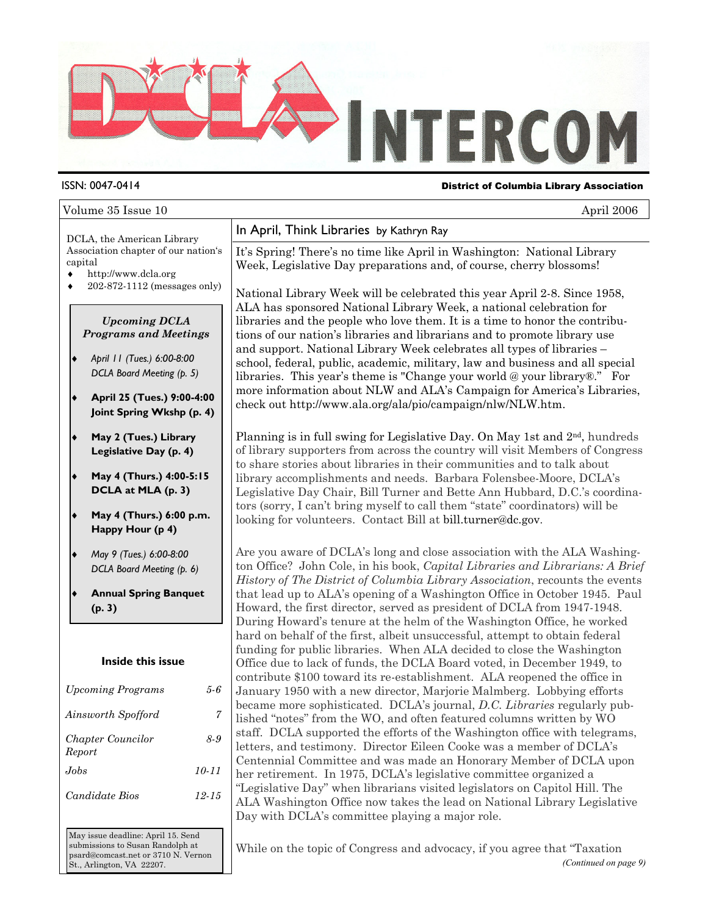# DCLA INTERCOM

ISSN: 0047-0414

**District of Columbia Library Association**

Volume 35 Issue 10 April 2006

DCLA, the American Library Association chapter of our nation's capital

- http://www.dcla.org
- 202-872-1112 (messages only)

***Upcoming DCLA Programs and Meetings***

- *April 11 (Tues.) 6:00-8:00 DCLA Board Meeting (p. 5)*
- **April 25 (Tues.) 9:00-4:00 Joint Spring Wkshp (p. 4)**
- **May 2 (Tues.) Library Legislative Day (p. 4)**
- **May 4 (Thurs.) 4:00-5:15 DCLA at MLA (p. 3)**
- **May 4 (Thurs.) 6:00 p.m. Happy Hour (p 4)**
- *May 9 (Tues.) 6:00-8:00 DCLA Board Meeting (p. 6)*
- **Annual Spring Banquet (p. 3)**

**Inside this issue**

| | |
|---|---|
| *Upcoming Programs* | *5-6* |
| *Ainsworth Spofford* | *7* |
| *Chapter Councilor Report* | *8-9* |
| *Jobs* | *10-11* |
| *Candidate Bios* | *12-15* |

May issue deadline: April 15. Send submissions to Susan Randolph at psard@comcast.net or 3710 N. Vernon St., Arlington, VA 22207.

## In April, Think Libraries by Kathryn Ray

It's Spring! There's no time like April in Washington: National Library Week, Legislative Day preparations and, of course, cherry blossoms!

National Library Week will be celebrated this year April 2-8. Since 1958, ALA has sponsored National Library Week, a national celebration for libraries and the people who love them. It is a time to honor the contributions of our nation's libraries and librarians and to promote library use and support. National Library Week celebrates all types of libraries – school, federal, public, academic, military, law and business and all special libraries. This year's theme is "Change your world @ your library®." For more information about NLW and ALA's Campaign for America's Libraries, check out http://www.ala.org/ala/pio/campaign/nlw/NLW.htm.

Planning is in full swing for Legislative Day. On May 1st and 2nd, hundreds of library supporters from across the country will visit Members of Congress to share stories about libraries in their communities and to talk about library accomplishments and needs. Barbara Folensbee-Moore, DCLA's Legislative Day Chair, Bill Turner and Bette Ann Hubbard, D.C.'s coordinators (sorry, I can't bring myself to call them "state" coordinators) will be looking for volunteers. Contact Bill at bill.turner@dc.gov.

Are you aware of DCLA's long and close association with the ALA Washington Office? John Cole, in his book, *Capital Libraries and Librarians: A Brief History of The District of Columbia Library Association*, recounts the events that lead up to ALA's opening of a Washington Office in October 1945. Paul Howard, the first director, served as president of DCLA from 1947-1948. During Howard's tenure at the helm of the Washington Office, he worked hard on behalf of the first, albeit unsuccessful, attempt to obtain federal funding for public libraries. When ALA decided to close the Washington Office due to lack of funds, the DCLA Board voted, in December 1949, to contribute $100 toward its re-establishment. ALA reopened the office in January 1950 with a new director, Marjorie Malmberg. Lobbying efforts became more sophisticated. DCLA's journal, *D.C. Libraries* regularly published "notes" from the WO, and often featured columns written by WO staff. DCLA supported the efforts of the Washington office with telegrams, letters, and testimony. Director Eileen Cooke was a member of DCLA's Centennial Committee and was made an Honorary Member of DCLA upon her retirement. In 1975, DCLA's legislative committee organized a "Legislative Day" when librarians visited legislators on Capitol Hill. The ALA Washington Office now takes the lead on National Library Legislative Day with DCLA's committee playing a major role.

While on the topic of Congress and advocacy, if you agree that "Taxation

*(Continued on page 9)*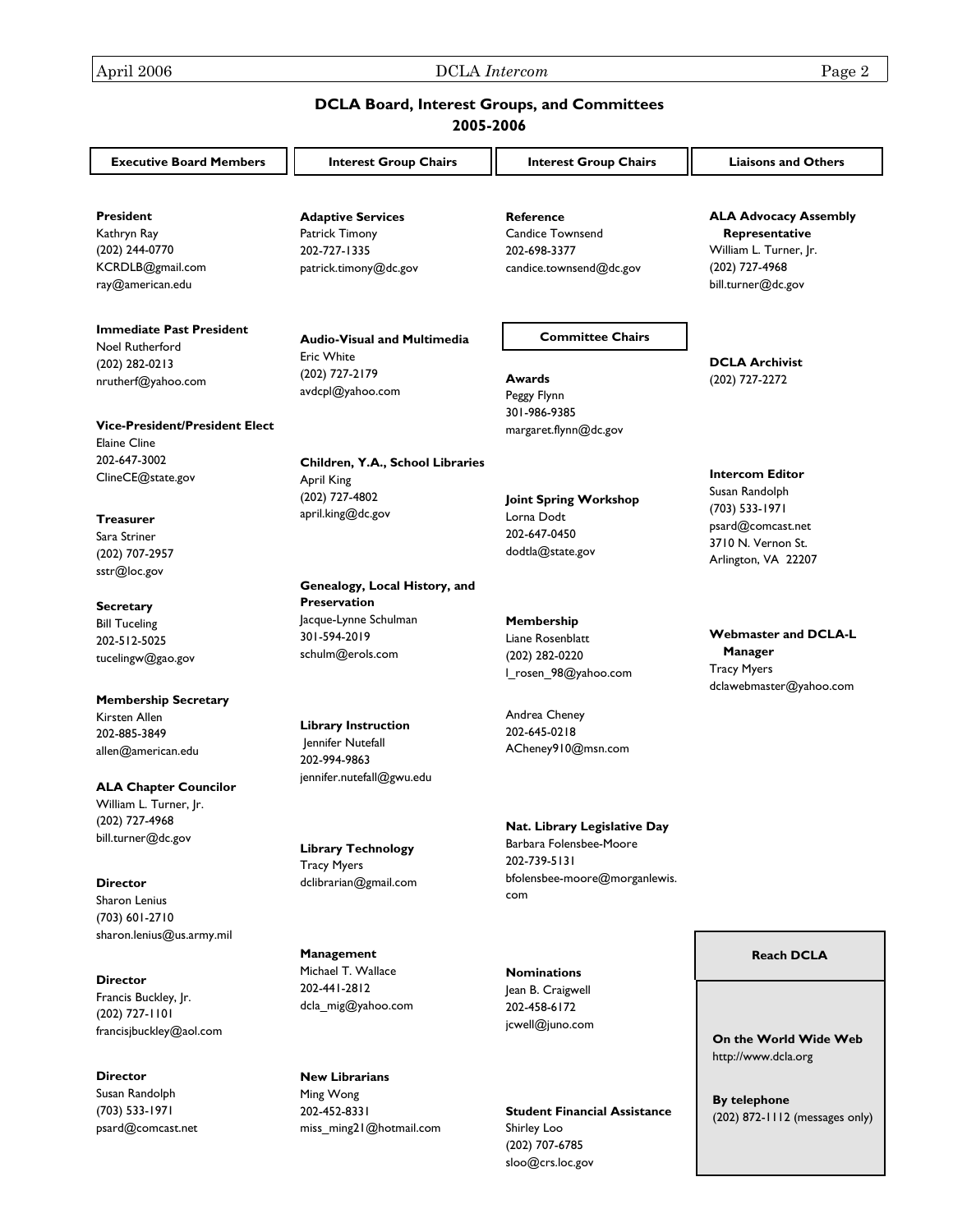# DCLA Board, Interest Groups, and Committees
## 2005-2006

### Executive Board Members

**President**
Kathryn Ray
(202) 244-0770
KCRDLB@gmail.com
ray@american.edu

**Immediate Past President**
Noel Rutherford
(202) 282-0213
nrutherf@yahoo.com

**Vice-President/President Elect**
Elaine Cline
202-647-3002
ClineCE@state.gov

**Treasurer**
Sara Striner
(202) 707-2957
sstr@loc.gov

**Secretary**
Bill Tuceling
202-512-5025
tucelingw@gao.gov

**Membership Secretary**
Kirsten Allen
202-885-3849
allen@american.edu

**ALA Chapter Councilor**
William L. Turner, Jr.
(202) 727-4968
bill.turner@dc.gov

**Director**
Sharon Lenius
(703) 601-2710
sharon.lenius@us.army.mil

**Director**
Francis Buckley, Jr.
(202) 727-1101
francisjbuckley@aol.com

**Director**
Susan Randolph
(703) 533-1971
psard@comcast.net

### Interest Group Chairs

**Adaptive Services**
Patrick Timony
202-727-1335
patrick.timony@dc.gov

**Audio-Visual and Multimedia**
Eric White
(202) 727-2179
avdcpl@yahoo.com

**Children, Y.A., School Libraries**
April King
(202) 727-4802
april.king@dc.gov

**Genealogy, Local History, and Preservation**
Jacque-Lynne Schulman
301-594-2019
schulm@erols.com

**Library Instruction**
Jennifer Nutefall
202-994-9863
jennifer.nutefall@gwu.edu

**Library Technology**
Tracy Myers
dclibrarian@gmail.com

**Management**
Michael T. Wallace
202-441-2812
dcla_mig@yahoo.com

**New Librarians**
Ming Wong
202-452-8331
miss_ming21@hotmail.com

### Interest Group Chairs

**Reference**
Candice Townsend
202-698-3377
candice.townsend@dc.gov

### Committee Chairs

**Awards**
Peggy Flynn
301-986-9385
margaret.flynn@dc.gov

**Joint Spring Workshop**
Lorna Dodt
202-647-0450
dodtla@state.gov

**Membership**
Liane Rosenblatt
(202) 282-0220
l_rosen_98@yahoo.com

Andrea Cheney
202-645-0218
ACheney910@msn.com

**Nat. Library Legislative Day**
Barbara Folensbee-Moore
202-739-5131
bfolensbee-moore@morganlewis.com

**Nominations**
Jean B. Craigwell
202-458-6172
jcwell@juno.com

**Student Financial Assistance**
Shirley Loo
(202) 707-6785
sloo@crs.loc.gov

### Liaisons and Others

**ALA Advocacy Assembly Representative**
William L. Turner, Jr.
(202) 727-4968
bill.turner@dc.gov

**DCLA Archivist**
(202) 727-2272

**Intercom Editor**
Susan Randolph
(703) 533-1971
psard@comcast.net
3710 N. Vernon St.
Arlington, VA 22207

**Webmaster and DCLA-L Manager**
Tracy Myers
dclawebmaster@yahoo.com

### Reach DCLA

**On the World Wide Web**
http://www.dcla.org

**By telephone**
(202) 872-1112 (messages only)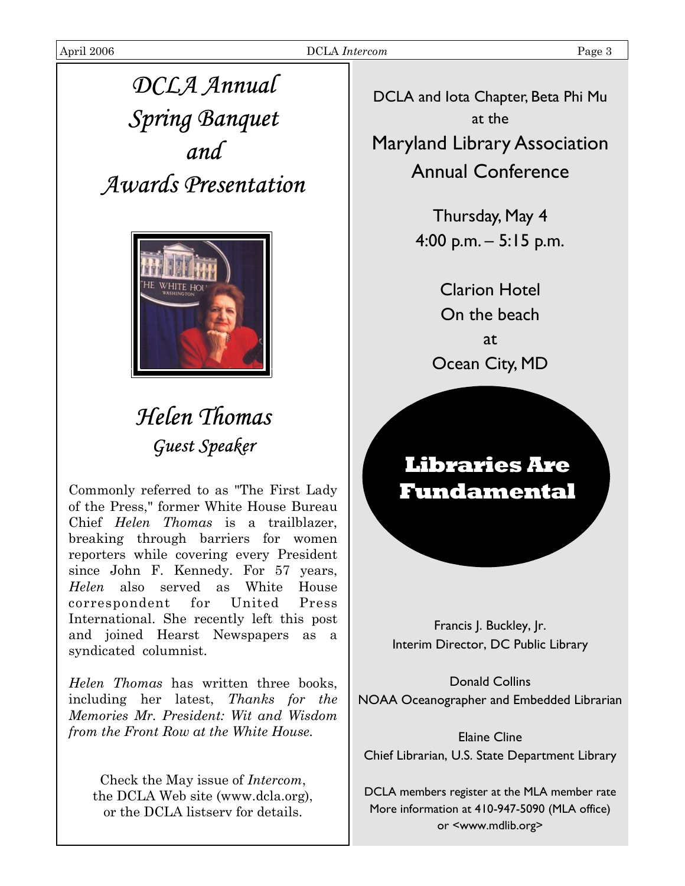# DCLA Annual Spring Banquet and Awards Presentation

## Helen Thomas

### Guest Speaker

Commonly referred to as "The First Lady of the Press," former White House Bureau Chief *Helen Thomas* is a trailblazer, breaking through barriers for women reporters while covering every President since John F. Kennedy. For 57 years, *Helen* also served as White House correspondent for United Press International. She recently left this post and joined Hearst Newspapers as a syndicated columnist.

*Helen Thomas* has written three books, including her latest, *Thanks for the Memories Mr. President: Wit and Wisdom from the Front Row at the White House.*

Check the May issue of *Intercom*, the DCLA Web site (www.dcla.org), or the DCLA listserv for details.

---

DCLA and Iota Chapter, Beta Phi Mu at the

## Maryland Library Association Annual Conference

Thursday, May 4
4:00 p.m. – 5:15 p.m.

Clarion Hotel
On the beach
at
Ocean City, MD

**Libraries Are Fundamental**

Francis J. Buckley, Jr.
Interim Director, DC Public Library

Donald Collins
NOAA Oceanographer and Embedded Librarian

Elaine Cline
Chief Librarian, U.S. State Department Library

DCLA members register at the MLA member rate
More information at 410-947-5090 (MLA office)
or <www.mdlib.org>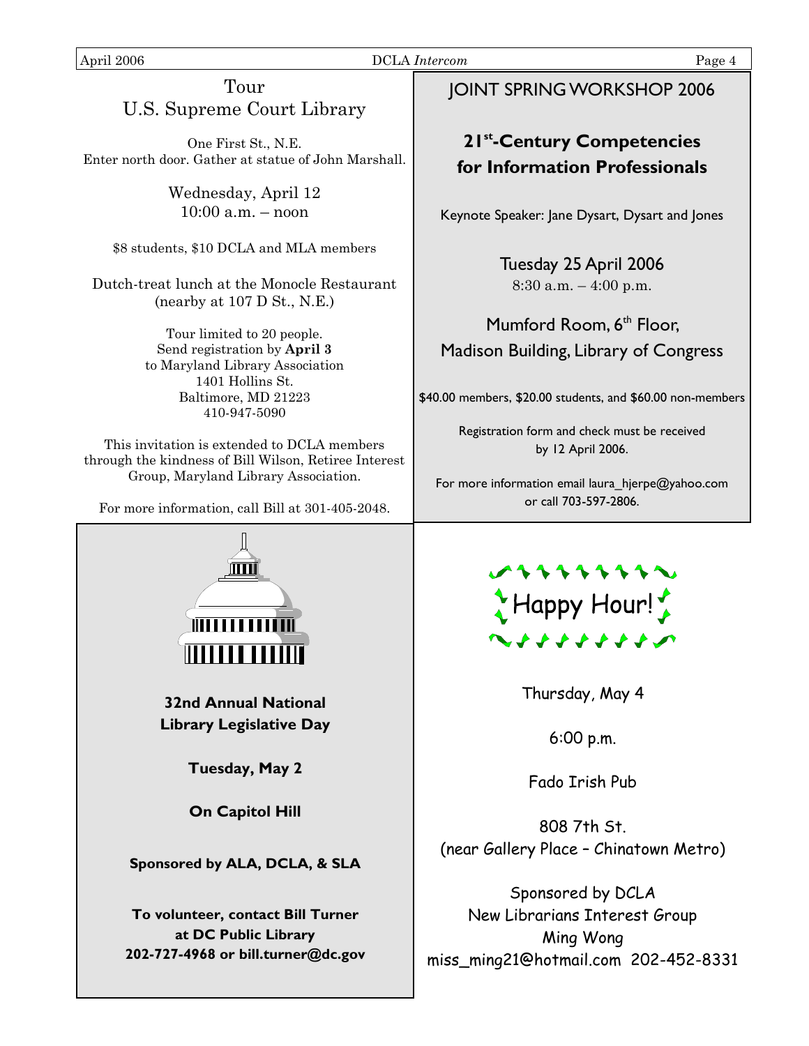## Tour U.S. Supreme Court Library

One First St., N.E.
Enter north door. Gather at statue of John Marshall.

Wednesday, April 12
10:00 a.m. – noon

$8 students, $10 DCLA and MLA members

Dutch-treat lunch at the Monocle Restaurant (nearby at 107 D St., N.E.)

Tour limited to 20 people.
Send registration by **April 3**
to Maryland Library Association
1401 Hollins St.
Baltimore, MD 21223
410-947-5090

This invitation is extended to DCLA members through the kindness of Bill Wilson, Retiree Interest Group, Maryland Library Association.

For more information, call Bill at 301-405-2048.

## JOINT SPRING WORKSHOP 2006

### 21st-Century Competencies for Information Professionals

Keynote Speaker: Jane Dysart, Dysart and Jones

Tuesday 25 April 2006
8:30 a.m. – 4:00 p.m.

Mumford Room, 6th Floor,
Madison Building, Library of Congress

$40.00 members, $20.00 students, and $60.00 non-members

Registration form and check must be received by 12 April 2006.

For more information email laura_hjerpe@yahoo.com or call 703-597-2806.

**32nd Annual National Library Legislative Day**

**Tuesday, May 2**

**On Capitol Hill**

**Sponsored by ALA, DCLA, & SLA**

**To volunteer, contact Bill Turner at DC Public Library**
**202-727-4968 or bill.turner@dc.gov**

## Happy Hour!

Thursday, May 4

6:00 p.m.

Fado Irish Pub

808 7th St.
(near Gallery Place – Chinatown Metro)

Sponsored by DCLA
New Librarians Interest Group
Ming Wong
miss_ming21@hotmail.com 202-452-8331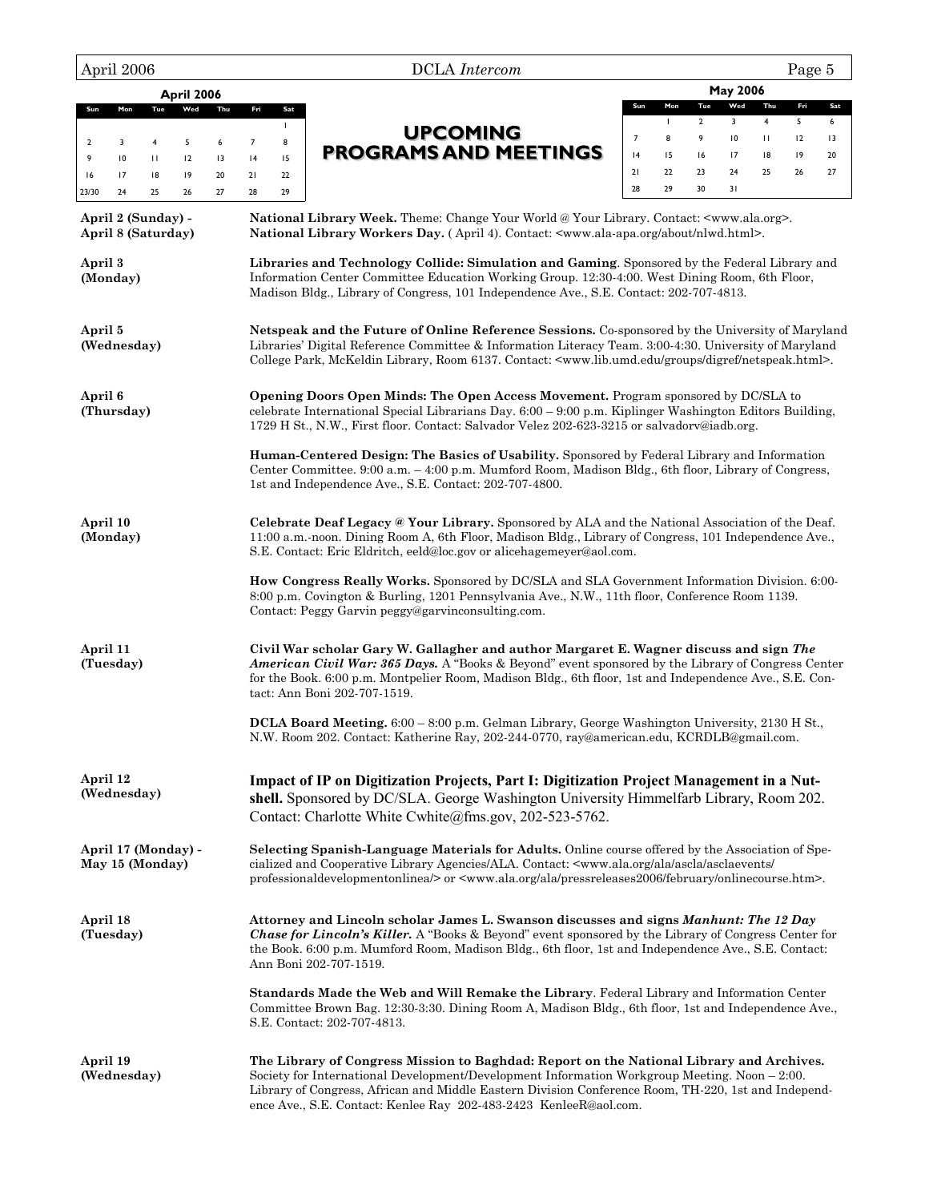**April 2006**

| Sun | Mon | Tue | Wed | Thu | Fri | Sat |
|---|---|---|---|---|---|---|
| | | | | | | 1 |
| 2 | 3 | 4 | 5 | 6 | 7 | 8 |
| 9 | 10 | 11 | 12 | 13 | 14 | 15 |
| 16 | 17 | 18 | 19 | 20 | 21 | 22 |
| 23/30 | 24 | 25 | 26 | 27 | 28 | 29 |

# UPCOMING PROGRAMS AND MEETINGS

**May 2006**

| Sun | Mon | Tue | Wed | Thu | Fri | Sat |
|---|---|---|---|---|---|---|
| | 1 | 2 | 3 | 4 | 5 | 6 |
| 7 | 8 | 9 | 10 | 11 | 12 | 13 |
| 14 | 15 | 16 | 17 | 18 | 19 | 20 |
| 21 | 22 | 23 | 24 | 25 | 26 | 27 |
| 28 | 29 | 30 | 31 | | | |

**April 2 (Sunday) - April 8 (Saturday)**

**National Library Week.** Theme: Change Your World @ Your Library. Contact: <www.ala.org>.
**National Library Workers Day.** ( April 4). Contact: <www.ala-apa.org/about/nlwd.html>.

**April 3 (Monday)**

**Libraries and Technology Collide: Simulation and Gaming**. Sponsored by the Federal Library and Information Center Committee Education Working Group. 12:30-4:00. West Dining Room, 6th Floor, Madison Bldg., Library of Congress, 101 Independence Ave., S.E. Contact: 202-707-4813.

**April 5 (Wednesday)**

**Netspeak and the Future of Online Reference Sessions.** Co-sponsored by the University of Maryland Libraries' Digital Reference Committee & Information Literacy Team. 3:00-4:30. University of Maryland College Park, McKeldin Library, Room 6137. Contact: <www.lib.umd.edu/groups/digref/netspeak.html>.

**April 6 (Thursday)**

**Opening Doors Open Minds: The Open Access Movement.** Program sponsored by DC/SLA to celebrate International Special Librarians Day. 6:00 – 9:00 p.m. Kiplinger Washington Editors Building, 1729 H St., N.W., First floor. Contact: Salvador Velez 202-623-3215 or salvadorv@iadb.org.

**Human-Centered Design: The Basics of Usability.** Sponsored by Federal Library and Information Center Committee. 9:00 a.m. – 4:00 p.m. Mumford Room, Madison Bldg., 6th floor, Library of Congress, 1st and Independence Ave., S.E. Contact: 202-707-4800.

**April 10 (Monday)**

**Celebrate Deaf Legacy @ Your Library.** Sponsored by ALA and the National Association of the Deaf. 11:00 a.m.-noon. Dining Room A, 6th Floor, Madison Bldg., Library of Congress, 101 Independence Ave., S.E. Contact: Eric Eldritch, eeld@loc.gov or alicehagemeyer@aol.com.

**How Congress Really Works.** Sponsored by DC/SLA and SLA Government Information Division. 6:00-8:00 p.m. Covington & Burling, 1201 Pennsylvania Ave., N.W., 11th floor, Conference Room 1139. Contact: Peggy Garvin peggy@garvinconsulting.com.

**April 11 (Tuesday)**

**Civil War scholar Gary W. Gallagher and author Margaret E. Wagner discuss and sign *The American Civil War: 365 Days.*** A "Books & Beyond" event sponsored by the Library of Congress Center for the Book. 6:00 p.m. Montpelier Room, Madison Bldg., 6th floor, 1st and Independence Ave., S.E. Contact: Ann Boni 202-707-1519.

**DCLA Board Meeting.** 6:00 – 8:00 p.m. Gelman Library, George Washington University, 2130 H St., N.W. Room 202. Contact: Katherine Ray, 202-244-0770, ray@american.edu, KCRDLB@gmail.com.

**April 12 (Wednesday)**

**Impact of IP on Digitization Projects, Part I: Digitization Project Management in a Nutshell.** Sponsored by DC/SLA. George Washington University Himmelfarb Library, Room 202. Contact: Charlotte White Cwhite@fms.gov, 202-523-5762.

**April 17 (Monday) - May 15 (Monday)**

**Selecting Spanish-Language Materials for Adults.** Online course offered by the Association of Specialized and Cooperative Library Agencies/ALA. Contact: <www.ala.org/ala/ascla/asclaevents/professionaldevelopmentonlinea/> or <www.ala.org/ala/pressreleases2006/february/onlinecourse.htm>.

**April 18 (Tuesday)**

**Attorney and Lincoln scholar James L. Swanson discusses and signs *Manhunt: The 12 Day Chase for Lincoln's Killer.*** A "Books & Beyond" event sponsored by the Library of Congress Center for the Book. 6:00 p.m. Mumford Room, Madison Bldg., 6th floor, 1st and Independence Ave., S.E. Contact: Ann Boni 202-707-1519.

**Standards Made the Web and Will Remake the Library**. Federal Library and Information Center Committee Brown Bag. 12:30-3:30. Dining Room A, Madison Bldg., 6th floor, 1st and Independence Ave., S.E. Contact: 202-707-4813.

**April 19 (Wednesday)**

**The Library of Congress Mission to Baghdad: Report on the National Library and Archives.** Society for International Development/Development Information Workgroup Meeting. Noon – 2:00. Library of Congress, African and Middle Eastern Division Conference Room, TH-220, 1st and Independence Ave., S.E. Contact: Kenlee Ray 202-483-2423 KenleeR@aol.com.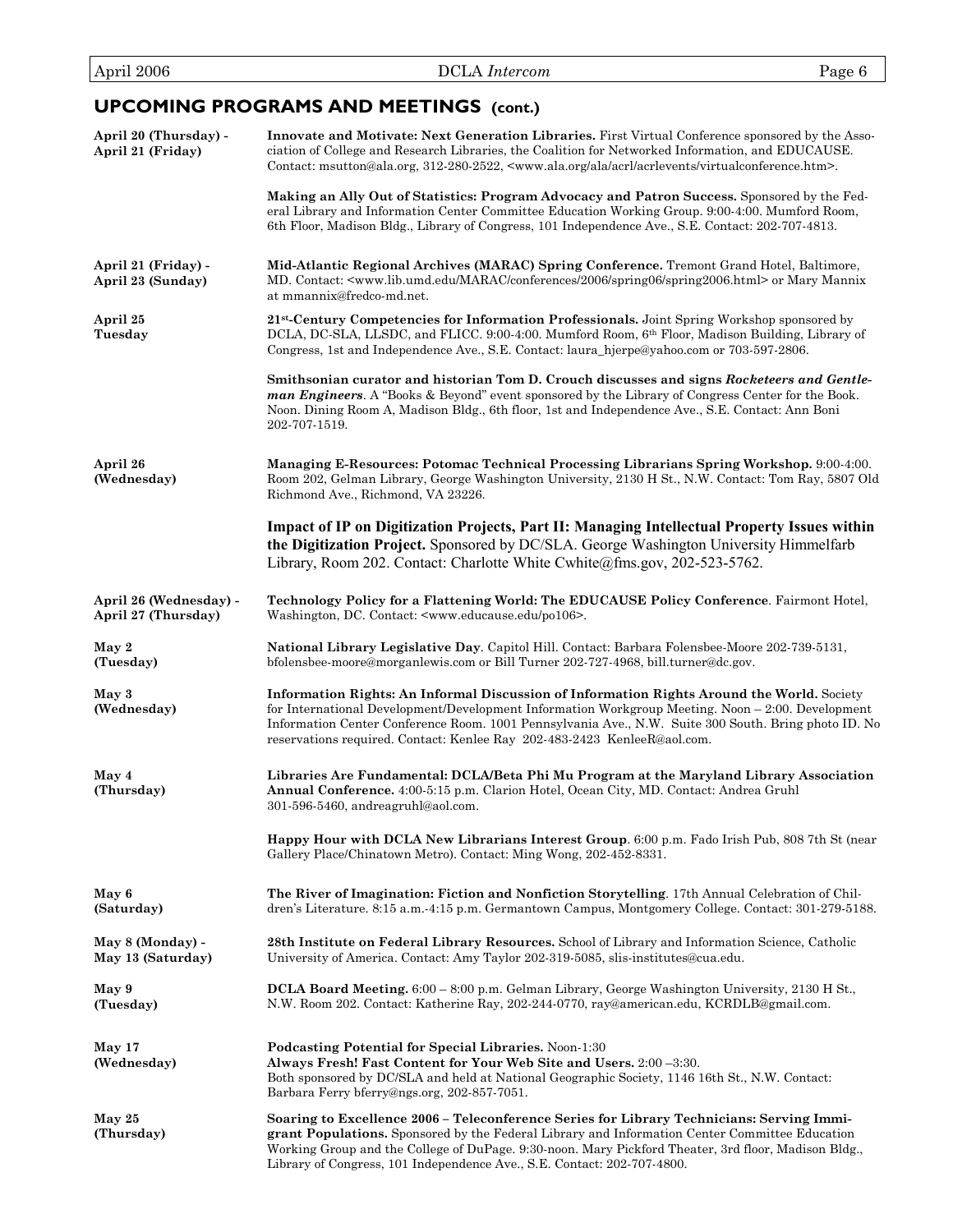## UPCOMING PROGRAMS AND MEETINGS (cont.)

**April 20 (Thursday) - April 21 (Friday)**

**Innovate and Motivate: Next Generation Libraries.** First Virtual Conference sponsored by the Association of College and Research Libraries, the Coalition for Networked Information, and EDUCAUSE. Contact: msutton@ala.org, 312-280-2522, <www.ala.org/ala/acrl/acrlevents/virtualconference.htm>.

**Making an Ally Out of Statistics: Program Advocacy and Patron Success.** Sponsored by the Federal Library and Information Center Committee Education Working Group. 9:00-4:00. Mumford Room, 6th Floor, Madison Bldg., Library of Congress, 101 Independence Ave., S.E. Contact: 202-707-4813.

**April 21 (Friday) - April 23 (Sunday)**

**Mid-Atlantic Regional Archives (MARAC) Spring Conference.** Tremont Grand Hotel, Baltimore, MD. Contact: <www.lib.umd.edu/MARAC/conferences/2006/spring06/spring2006.html> or Mary Mannix at mmannix@fredco-md.net.

**April 25 Tuesday**

**21st-Century Competencies for Information Professionals.** Joint Spring Workshop sponsored by DCLA, DC-SLA, LLSDC, and FLICC. 9:00-4:00. Mumford Room, 6th Floor, Madison Building, Library of Congress, 1st and Independence Ave., S.E. Contact: laura_hjerpe@yahoo.com or 703-597-2806.

**Smithsonian curator and historian Tom D. Crouch discusses and signs *Rocketeers and Gentleman Engineers*.** A "Books & Beyond" event sponsored by the Library of Congress Center for the Book. Noon. Dining Room A, Madison Bldg., 6th floor, 1st and Independence Ave., S.E. Contact: Ann Boni 202-707-1519.

**April 26 (Wednesday)**

**Managing E-Resources: Potomac Technical Processing Librarians Spring Workshop.** 9:00-4:00. Room 202, Gelman Library, George Washington University, 2130 H St., N.W. Contact: Tom Ray, 5807 Old Richmond Ave., Richmond, VA 23226.

**Impact of IP on Digitization Projects, Part II: Managing Intellectual Property Issues within the Digitization Project.** Sponsored by DC/SLA. George Washington University Himmelfarb Library, Room 202. Contact: Charlotte White Cwhite@fms.gov, 202-523-5762.

**April 26 (Wednesday) - April 27 (Thursday)**

**Technology Policy for a Flattening World: The EDUCAUSE Policy Conference**. Fairmont Hotel, Washington, DC. Contact: <www.educause.edu/po106>.

**May 2 (Tuesday)**

**National Library Legislative Day**. Capitol Hill. Contact: Barbara Folensbee-Moore 202-739-5131, bfolensbee-moore@morganlewis.com or Bill Turner 202-727-4968, bill.turner@dc.gov.

**May 3 (Wednesday)**

**Information Rights: An Informal Discussion of Information Rights Around the World.** Society for International Development/Development Information Workgroup Meeting. Noon – 2:00. Development Information Center Conference Room. 1001 Pennsylvania Ave., N.W. Suite 300 South. Bring photo ID. No reservations required. Contact: Kenlee Ray 202-483-2423 KenleeR@aol.com.

**May 4 (Thursday)**

**Libraries Are Fundamental: DCLA/Beta Phi Mu Program at the Maryland Library Association Annual Conference.** 4:00-5:15 p.m. Clarion Hotel, Ocean City, MD. Contact: Andrea Gruhl 301-596-5460, andreagruhl@aol.com.

**Happy Hour with DCLA New Librarians Interest Group**. 6:00 p.m. Fado Irish Pub, 808 7th St (near Gallery Place/Chinatown Metro). Contact: Ming Wong, 202-452-8331.

**May 6 (Saturday)**

**The River of Imagination: Fiction and Nonfiction Storytelling**. 17th Annual Celebration of Children's Literature. 8:15 a.m.-4:15 p.m. Germantown Campus, Montgomery College. Contact: 301-279-5188.

**May 8 (Monday) - May 13 (Saturday)**

**28th Institute on Federal Library Resources.** School of Library and Information Science, Catholic University of America. Contact: Amy Taylor 202-319-5085, slis-institutes@cua.edu.

**May 9 (Tuesday)**

**DCLA Board Meeting.** 6:00 – 8:00 p.m. Gelman Library, George Washington University, 2130 H St., N.W. Room 202. Contact: Katherine Ray, 202-244-0770, ray@american.edu, KCRDLB@gmail.com.

**May 17 (Wednesday)**

**Podcasting Potential for Special Libraries.** Noon-1:30
**Always Fresh! Fast Content for Your Web Site and Users.** 2:00 –3:30.
Both sponsored by DC/SLA and held at National Geographic Society, 1146 16th St., N.W. Contact: Barbara Ferry bferry@ngs.org, 202-857-7051.

**May 25 (Thursday)**

**Soaring to Excellence 2006 – Teleconference Series for Library Technicians: Serving Immigrant Populations.** Sponsored by the Federal Library and Information Center Committee Education Working Group and the College of DuPage. 9:30-noon. Mary Pickford Theater, 3rd floor, Madison Bldg., Library of Congress, 101 Independence Ave., S.E. Contact: 202-707-4800.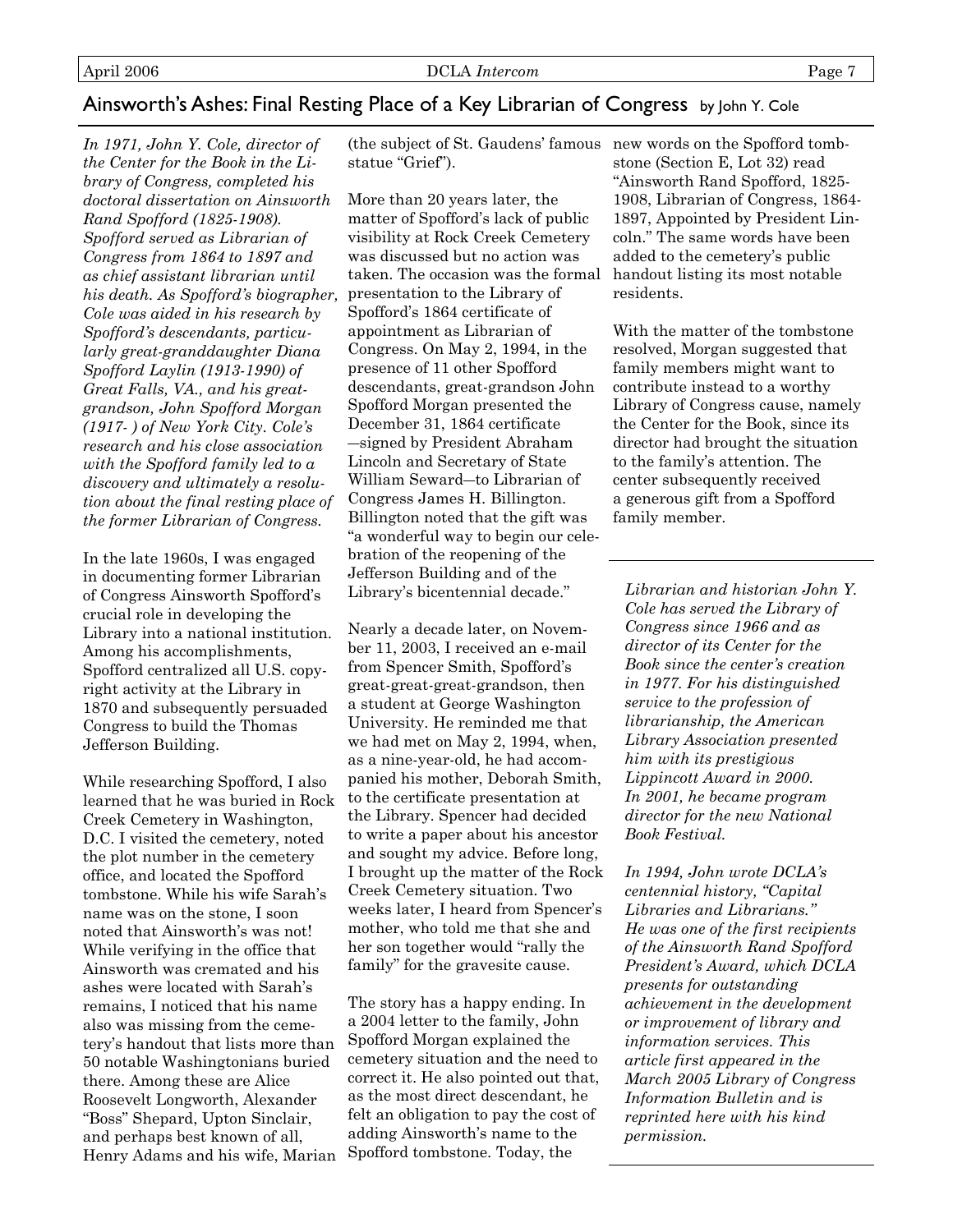## Ainsworth's Ashes: Final Resting Place of a Key Librarian of Congress by John Y. Cole

*In 1971, John Y. Cole, director of the Center for the Book in the Library of Congress, completed his doctoral dissertation on Ainsworth Rand Spofford (1825-1908). Spofford served as Librarian of Congress from 1864 to 1897 and as chief assistant librarian until his death. As Spofford's biographer, Cole was aided in his research by Spofford's descendants, particularly great-granddaughter Diana Spofford Laylin (1913-1990) of Great Falls, VA., and his great-grandson, John Spofford Morgan (1917- ) of New York City. Cole's research and his close association with the Spofford family led to a discovery and ultimately a resolution about the final resting place of the former Librarian of Congress.*

In the late 1960s, I was engaged in documenting former Librarian of Congress Ainsworth Spofford's crucial role in developing the Library into a national institution. Among his accomplishments, Spofford centralized all U.S. copyright activity at the Library in 1870 and subsequently persuaded Congress to build the Thomas Jefferson Building.

While researching Spofford, I also learned that he was buried in Rock Creek Cemetery in Washington, D.C. I visited the cemetery, noted the plot number in the cemetery office, and located the Spofford tombstone. While his wife Sarah's name was on the stone, I soon noted that Ainsworth's was not! While verifying in the office that Ainsworth was cremated and his ashes were located with Sarah's remains, I noticed that his name also was missing from the cemetery's handout that lists more than 50 notable Washingtonians buried there. Among these are Alice Roosevelt Longworth, Alexander "Boss" Shepard, Upton Sinclair, and perhaps best known of all, Henry Adams and his wife, Marian (the subject of St. Gaudens' famous statue "Grief").

More than 20 years later, the matter of Spofford's lack of public visibility at Rock Creek Cemetery was discussed but no action was taken. The occasion was the formal presentation to the Library of Spofford's 1864 certificate of appointment as Librarian of Congress. On May 2, 1994, in the presence of 11 other Spofford descendants, great-grandson John Spofford Morgan presented the December 31, 1864 certificate —signed by President Abraham Lincoln and Secretary of State William Seward—to Librarian of Congress James H. Billington. Billington noted that the gift was "a wonderful way to begin our celebration of the reopening of the Jefferson Building and of the Library's bicentennial decade."

Nearly a decade later, on November 11, 2003, I received an e-mail from Spencer Smith, Spofford's great-great-great-grandson, then a student at George Washington University. He reminded me that we had met on May 2, 1994, when, as a nine-year-old, he had accompanied his mother, Deborah Smith, to the certificate presentation at the Library. Spencer had decided to write a paper about his ancestor and sought my advice. Before long, I brought up the matter of the Rock Creek Cemetery situation. Two weeks later, I heard from Spencer's mother, who told me that she and her son together would "rally the family" for the gravesite cause.

The story has a happy ending. In a 2004 letter to the family, John Spofford Morgan explained the cemetery situation and the need to correct it. He also pointed out that, as the most direct descendant, he felt an obligation to pay the cost of adding Ainsworth's name to the Spofford tombstone. Today, the new words on the Spofford tombstone (Section E, Lot 32) read "Ainsworth Rand Spofford, 1825-1908, Librarian of Congress, 1864-1897, Appointed by President Lincoln." The same words have been added to the cemetery's public handout listing its most notable residents.

With the matter of the tombstone resolved, Morgan suggested that family members might want to contribute instead to a worthy Library of Congress cause, namely the Center for the Book, since its director had brought the situation to the family's attention. The center subsequently received a generous gift from a Spofford family member.

---

*Librarian and historian John Y. Cole has served the Library of Congress since 1966 and as director of its Center for the Book since the center's creation in 1977. For his distinguished service to the profession of librarianship, the American Library Association presented him with its prestigious Lippincott Award in 2000. In 2001, he became program director for the new National Book Festival.*

*In 1994, John wrote DCLA's centennial history, "Capital Libraries and Librarians." He was one of the first recipients of the Ainsworth Rand Spofford President's Award, which DCLA presents for outstanding achievement in the development or improvement of library and information services. This article first appeared in the March 2005 Library of Congress Information Bulletin and is reprinted here with his kind permission.*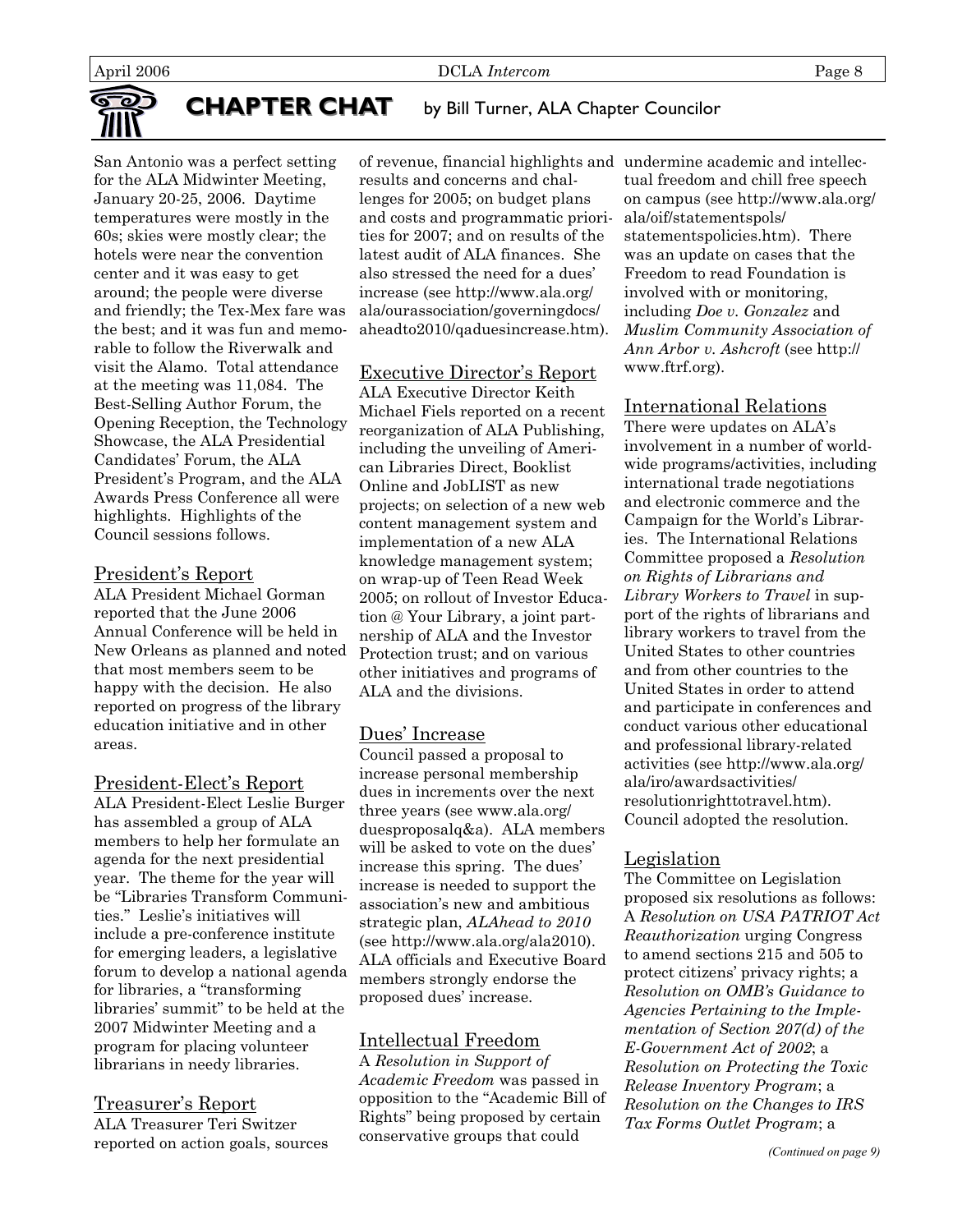# CHAPTER CHAT

by Bill Turner, ALA Chapter Councilor

San Antonio was a perfect setting for the ALA Midwinter Meeting, January 20-25, 2006. Daytime temperatures were mostly in the 60s; skies were mostly clear; the hotels were near the convention center and it was easy to get around; the people were diverse and friendly; the Tex-Mex fare was the best; and it was fun and memorable to follow the Riverwalk and visit the Alamo. Total attendance at the meeting was 11,084. The Best-Selling Author Forum, the Opening Reception, the Technology Showcase, the ALA Presidential Candidates' Forum, the ALA President's Program, and the ALA Awards Press Conference all were highlights. Highlights of the Council sessions follows.

## President's Report

ALA President Michael Gorman reported that the June 2006 Annual Conference will be held in New Orleans as planned and noted that most members seem to be happy with the decision. He also reported on progress of the library education initiative and in other areas.

## President-Elect's Report

ALA President-Elect Leslie Burger has assembled a group of ALA members to help her formulate an agenda for the next presidential year. The theme for the year will be "Libraries Transform Communities." Leslie's initiatives will include a pre-conference institute for emerging leaders, a legislative forum to develop a national agenda for libraries, a "transforming libraries' summit" to be held at the 2007 Midwinter Meeting and a program for placing volunteer librarians in needy libraries.

## Treasurer's Report

ALA Treasurer Teri Switzer reported on action goals, sources of revenue, financial highlights and results and concerns and challenges for 2005; on budget plans and costs and programmatic priorities for 2007; and on results of the latest audit of ALA finances. She also stressed the need for a dues' increase (see http://www.ala.org/ala/ourassociation/governingdocs/aheadto2010/qaduesincrease.htm).

## Executive Director's Report

ALA Executive Director Keith Michael Fiels reported on a recent reorganization of ALA Publishing, including the unveiling of American Libraries Direct, Booklist Online and JobLIST as new projects; on selection of a new web content management system and implementation of a new ALA knowledge management system; on wrap-up of Teen Read Week 2005; on rollout of Investor Education @ Your Library, a joint partnership of ALA and the Investor Protection trust; and on various other initiatives and programs of ALA and the divisions.

## Dues' Increase

Council passed a proposal to increase personal membership dues in increments over the next three years (see www.ala.org/duesproposalq&a). ALA members will be asked to vote on the dues' increase this spring. The dues' increase is needed to support the association's new and ambitious strategic plan, *ALAhead to 2010* (see http://www.ala.org/ala2010). ALA officials and Executive Board members strongly endorse the proposed dues' increase.

## Intellectual Freedom

A *Resolution in Support of Academic Freedom* was passed in opposition to the "Academic Bill of Rights" being proposed by certain conservative groups that could undermine academic and intellectual freedom and chill free speech on campus (see http://www.ala.org/ala/oif/statementspols/statementspolicies.htm). There was an update on cases that the Freedom to read Foundation is involved with or monitoring, including *Doe v. Gonzalez* and *Muslim Community Association of Ann Arbor v. Ashcroft* (see http://www.ftrf.org).

## International Relations

There were updates on ALA's involvement in a number of worldwide programs/activities, including international trade negotiations and electronic commerce and the Campaign for the World's Libraries. The International Relations Committee proposed a *Resolution on Rights of Librarians and Library Workers to Travel* in support of the rights of librarians and library workers to travel from the United States to other countries and from other countries to the United States in order to attend and participate in conferences and conduct various other educational and professional library-related activities (see http://www.ala.org/ala/iro/awardsactivities/resolutionrighttotravel.htm). Council adopted the resolution.

## Legislation

The Committee on Legislation proposed six resolutions as follows: A *Resolution on USA PATRIOT Act Reauthorization* urging Congress to amend sections 215 and 505 to protect citizens' privacy rights; a *Resolution on OMB's Guidance to Agencies Pertaining to the Implementation of Section 207(d) of the E-Government Act of 2002*; a *Resolution on Protecting the Toxic Release Inventory Program*; a *Resolution on the Changes to IRS Tax Forms Outlet Program*; a

*(Continued on page 9)*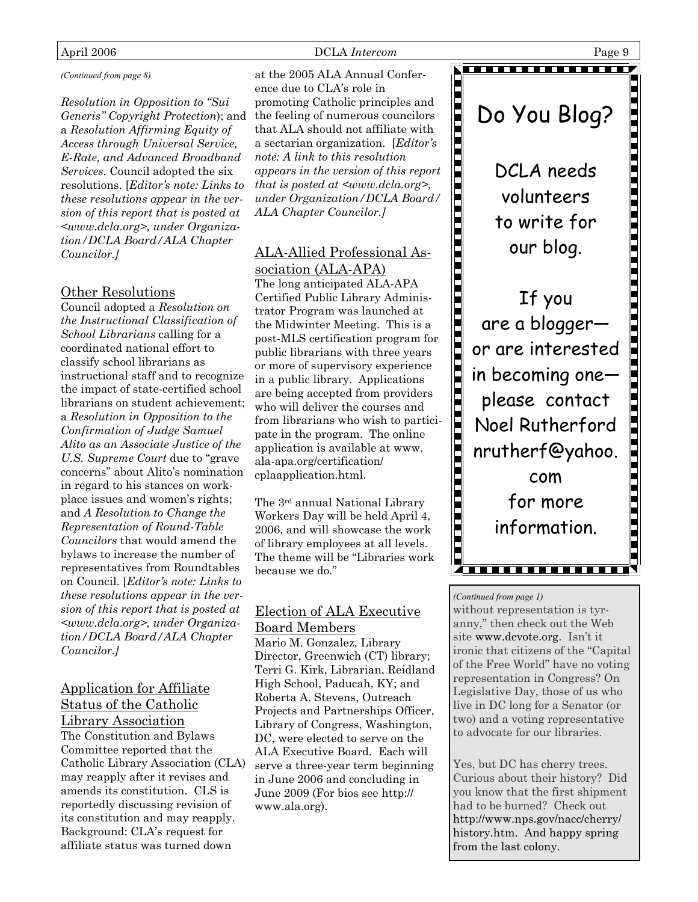*(Continued from page 8)*

*Resolution in Opposition to "Sui Generis" Copyright Protection*); and a *Resolution Affirming Equity of Access through Universal Service, E-Rate, and Advanced Broadband Services*. Council adopted the six resolutions. [*Editor's note: Links to these resolutions appear in the version of this report that is posted at <www.dcla.org>, under Organization/DCLA Board/ALA Chapter Councilor.]*

### Other Resolutions

Council adopted a *Resolution on the Instructional Classification of School Librarians* calling for a coordinated national effort to classify school librarians as instructional staff and to recognize the impact of state-certified school librarians on student achievement; a *Resolution in Opposition to the Confirmation of Judge Samuel Alito as an Associate Justice of the U.S. Supreme Court* due to "grave concerns" about Alito's nomination in regard to his stances on workplace issues and women's rights; and *A Resolution to Change the Representation of Round-Table Councilors* that would amend the bylaws to increase the number of representatives from Roundtables on Council. [*Editor's note: Links to these resolutions appear in the version of this report that is posted at <www.dcla.org>, under Organization/DCLA Board/ALA Chapter Councilor.]*

### Application for Affiliate Status of the Catholic Library Association

The Constitution and Bylaws Committee reported that the Catholic Library Association (CLA) may reapply after it revises and amends its constitution. CLS is reportedly discussing revision of its constitution and may reapply. Background: CLA's request for affiliate status was turned down at the 2005 ALA Annual Conference due to CLA's role in promoting Catholic principles and the feeling of numerous councilors that ALA should not affiliate with a sectarian organization. [*Editor's note: A link to this resolution appears in the version of this report that is posted at <www.dcla.org>, under Organization/DCLA Board/ALA Chapter Councilor.]*

### ALA-Allied Professional Association (ALA-APA)

The long anticipated ALA-APA Certified Public Library Administrator Program was launched at the Midwinter Meeting. This is a post-MLS certification program for public librarians with three years or more of supervisory experience in a public library. Applications are being accepted from providers who will deliver the courses and from librarians who wish to participate in the program. The online application is available at www.ala-apa.org/certification/cplaapplication.html.

The 3rd annual National Library Workers Day will be held April 4, 2006, and will showcase the work of library employees at all levels. The theme will be "Libraries work because we do."

### Election of ALA Executive Board Members

Mario M. Gonzalez, Library Director, Greenwich (CT) library; Terri G. Kirk, Librarian, Reidland High School, Paducah, KY; and Roberta A. Stevens, Outreach Projects and Partnerships Officer, Library of Congress, Washington, DC, were elected to serve on the ALA Executive Board. Each will serve a three-year term beginning in June 2006 and concluding in June 2009 (For bios see http://www.ala.org).

## Do You Blog?

DCLA needs volunteers to write for our blog.

If you are a blogger—or are interested in becoming one—please contact Noel Rutherford nrutherf@yahoo.com for more information.

*(Continued from page 1)*

without representation is tyranny," then check out the Web site www.dcvote.org. Isn't it ironic that citizens of the "Capital of the Free World" have no voting representation in Congress? On Legislative Day, those of us who live in DC long for a Senator (or two) and a voting representative to advocate for our libraries.

Yes, but DC has cherry trees. Curious about their history? Did you know that the first shipment had to be burned? Check out http://www.nps.gov/nacc/cherry/history.htm. And happy spring from the last colony.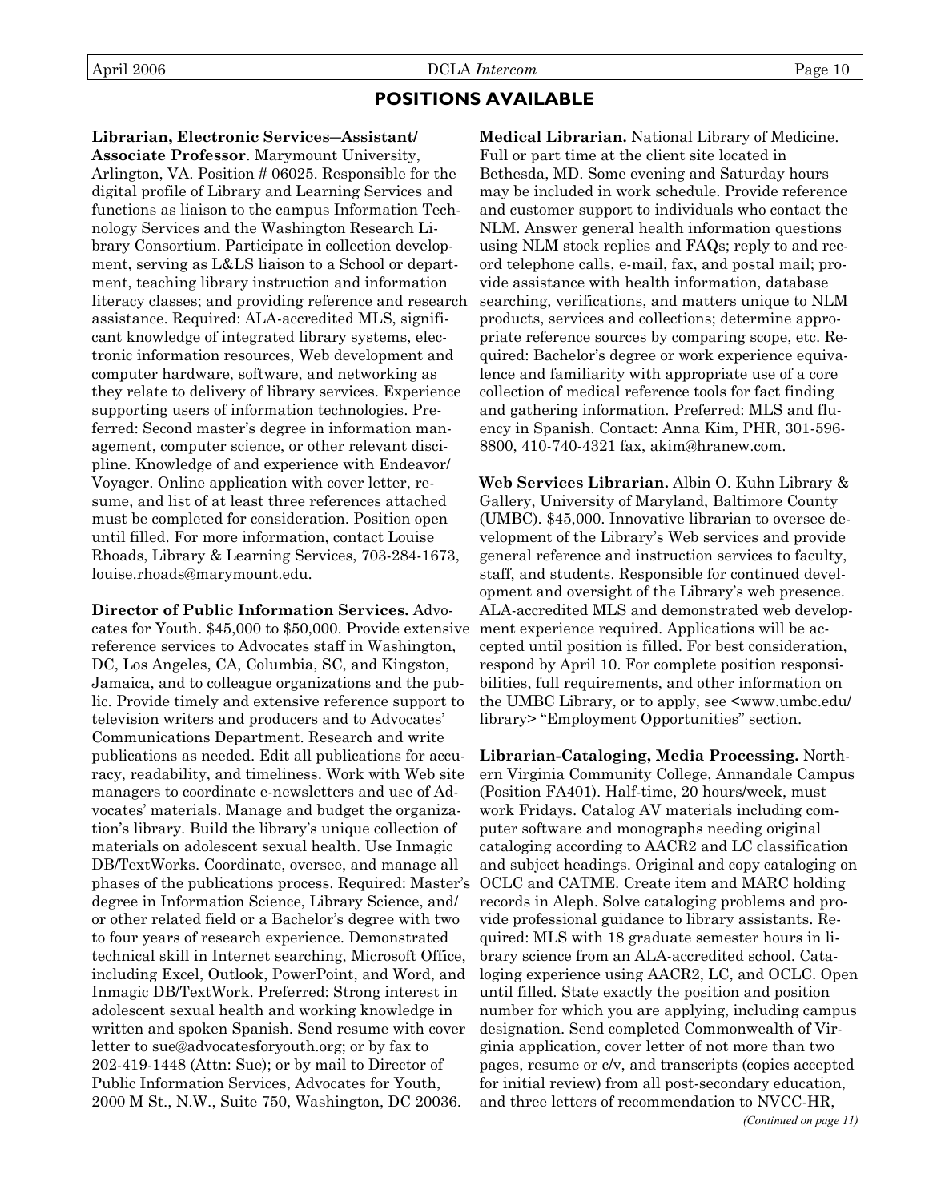## POSITIONS AVAILABLE

**Librarian, Electronic Services—Assistant/ Associate Professor**. Marymount University, Arlington, VA. Position # 06025. Responsible for the digital profile of Library and Learning Services and functions as liaison to the campus Information Technology Services and the Washington Research Library Consortium. Participate in collection development, serving as L&LS liaison to a School or department, teaching library instruction and information literacy classes; and providing reference and research assistance. Required: ALA-accredited MLS, significant knowledge of integrated library systems, electronic information resources, Web development and computer hardware, software, and networking as they relate to delivery of library services. Experience supporting users of information technologies. Preferred: Second master's degree in information management, computer science, or other relevant discipline. Knowledge of and experience with Endeavor/ Voyager. Online application with cover letter, resume, and list of at least three references attached must be completed for consideration. Position open until filled. For more information, contact Louise Rhoads, Library & Learning Services, 703-284-1673, louise.rhoads@marymount.edu.

**Director of Public Information Services.** Advocates for Youth. $45,000 to $50,000. Provide extensive reference services to Advocates staff in Washington, DC, Los Angeles, CA, Columbia, SC, and Kingston, Jamaica, and to colleague organizations and the public. Provide timely and extensive reference support to television writers and producers and to Advocates' Communications Department. Research and write publications as needed. Edit all publications for accuracy, readability, and timeliness. Work with Web site managers to coordinate e-newsletters and use of Advocates' materials. Manage and budget the organization's library. Build the library's unique collection of materials on adolescent sexual health. Use Inmagic DB/TextWorks. Coordinate, oversee, and manage all phases of the publications process. Required: Master's degree in Information Science, Library Science, and/ or other related field or a Bachelor's degree with two to four years of research experience. Demonstrated technical skill in Internet searching, Microsoft Office, including Excel, Outlook, PowerPoint, and Word, and Inmagic DB/TextWork. Preferred: Strong interest in adolescent sexual health and working knowledge in written and spoken Spanish. Send resume with cover letter to sue@advocatesforyouth.org; or by fax to 202-419-1448 (Attn: Sue); or by mail to Director of Public Information Services, Advocates for Youth, 2000 M St., N.W., Suite 750, Washington, DC 20036.

**Medical Librarian.** National Library of Medicine. Full or part time at the client site located in Bethesda, MD. Some evening and Saturday hours may be included in work schedule. Provide reference and customer support to individuals who contact the NLM. Answer general health information questions using NLM stock replies and FAQs; reply to and record telephone calls, e-mail, fax, and postal mail; provide assistance with health information, database searching, verifications, and matters unique to NLM products, services and collections; determine appropriate reference sources by comparing scope, etc. Required: Bachelor's degree or work experience equivalence and familiarity with appropriate use of a core collection of medical reference tools for fact finding and gathering information. Preferred: MLS and fluency in Spanish. Contact: Anna Kim, PHR, 301-596-8800, 410-740-4321 fax, akim@hranew.com.

**Web Services Librarian.** Albin O. Kuhn Library & Gallery, University of Maryland, Baltimore County (UMBC). $45,000. Innovative librarian to oversee development of the Library's Web services and provide general reference and instruction services to faculty, staff, and students. Responsible for continued development and oversight of the Library's web presence. ALA-accredited MLS and demonstrated web development experience required. Applications will be accepted until position is filled. For best consideration, respond by April 10. For complete position responsibilities, full requirements, and other information on the UMBC Library, or to apply, see <www.umbc.edu/library> "Employment Opportunities" section.

**Librarian-Cataloging, Media Processing.** Northern Virginia Community College, Annandale Campus (Position FA401). Half-time, 20 hours/week, must work Fridays. Catalog AV materials including computer software and monographs needing original cataloging according to AACR2 and LC classification and subject headings. Original and copy cataloging on OCLC and CATME. Create item and MARC holding records in Aleph. Solve cataloging problems and provide professional guidance to library assistants. Required: MLS with 18 graduate semester hours in library science from an ALA-accredited school. Cataloging experience using AACR2, LC, and OCLC. Open until filled. State exactly the position and position number for which you are applying, including campus designation. Send completed Commonwealth of Virginia application, cover letter of not more than two pages, resume or c/v, and transcripts (copies accepted for initial review) from all post-secondary education, and three letters of recommendation to NVCC-HR,

*(Continued on page 11)*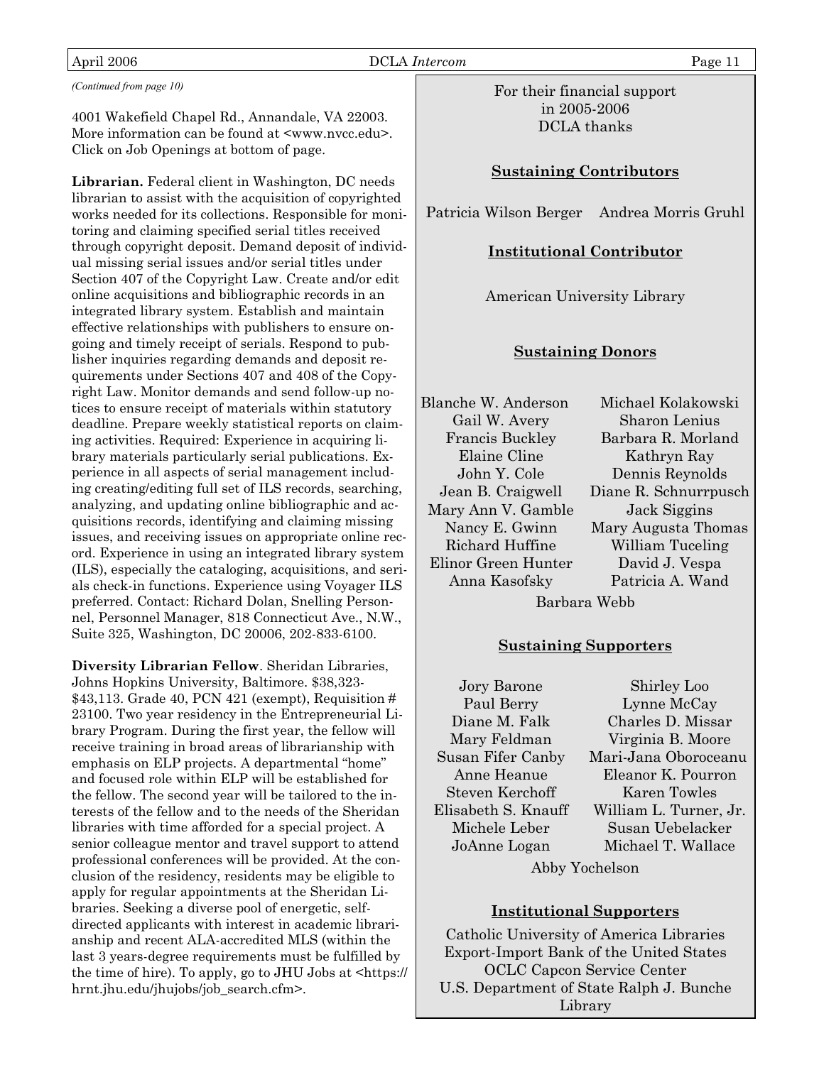*(Continued from page 10)*

4001 Wakefield Chapel Rd., Annandale, VA 22003. More information can be found at <www.nvcc.edu>. Click on Job Openings at bottom of page.

**Librarian.** Federal client in Washington, DC needs librarian to assist with the acquisition of copyrighted works needed for its collections. Responsible for monitoring and claiming specified serial titles received through copyright deposit. Demand deposit of individual missing serial issues and/or serial titles under Section 407 of the Copyright Law. Create and/or edit online acquisitions and bibliographic records in an integrated library system. Establish and maintain effective relationships with publishers to ensure ongoing and timely receipt of serials. Respond to publisher inquiries regarding demands and deposit requirements under Sections 407 and 408 of the Copyright Law. Monitor demands and send follow-up notices to ensure receipt of materials within statutory deadline. Prepare weekly statistical reports on claiming activities. Required: Experience in acquiring library materials particularly serial publications. Experience in all aspects of serial management including creating/editing full set of ILS records, searching, analyzing, and updating online bibliographic and acquisitions records, identifying and claiming missing issues, and receiving issues on appropriate online record. Experience in using an integrated library system (ILS), especially the cataloging, acquisitions, and serials check-in functions. Experience using Voyager ILS preferred. Contact: Richard Dolan, Snelling Personnel, Personnel Manager, 818 Connecticut Ave., N.W., Suite 325, Washington, DC 20006, 202-833-6100.

**Diversity Librarian Fellow**. Sheridan Libraries, Johns Hopkins University, Baltimore. $38,323-$43,113. Grade 40, PCN 421 (exempt), Requisition # 23100. Two year residency in the Entrepreneurial Library Program. During the first year, the fellow will receive training in broad areas of librarianship with emphasis on ELP projects. A departmental "home" and focused role within ELP will be established for the fellow. The second year will be tailored to the interests of the fellow and to the needs of the Sheridan libraries with time afforded for a special project. A senior colleague mentor and travel support to attend professional conferences will be provided. At the conclusion of the residency, residents may be eligible to apply for regular appointments at the Sheridan Libraries. Seeking a diverse pool of energetic, self-directed applicants with interest in academic librarianship and recent ALA-accredited MLS (within the last 3 years-degree requirements must be fulfilled by the time of hire). To apply, go to JHU Jobs at <https://hrnt.jhu.edu/jhujobs/job_search.cfm>.

For their financial support in 2005-2006 DCLA thanks

**Sustaining Contributors**

Patricia Wilson Berger
Andrea Morris Gruhl

**Institutional Contributor**

American University Library

**Sustaining Donors**

Blanche W. Anderson
Gail W. Avery
Francis Buckley
Elaine Cline
John Y. Cole
Jean B. Craigwell
Mary Ann V. Gamble
Nancy E. Gwinn
Richard Huffine
Elinor Green Hunter
Anna Kasofsky
Michael Kolakowski
Sharon Lenius
Barbara R. Morland
Kathryn Ray
Dennis Reynolds
Diane R. Schnurrpusch
Jack Siggins
Mary Augusta Thomas
William Tuceling
David J. Vespa
Patricia A. Wand
Barbara Webb

**Sustaining Supporters**

Jory Barone
Paul Berry
Diane M. Falk
Mary Feldman
Susan Fifer Canby
Anne Heanue
Steven Kerchoff
Elisabeth S. Knauff
Michele Leber
JoAnne Logan
Shirley Loo
Lynne McCay
Charles D. Missar
Virginia B. Moore
Mari-Jana Oboroceanu
Eleanor K. Pourron
Karen Towles
William L. Turner, Jr.
Susan Uebelacker
Michael T. Wallace
Abby Yochelson

**Institutional Supporters**

Catholic University of America Libraries
Export-Import Bank of the United States
OCLC Capcon Service Center
U.S. Department of State Ralph J. Bunche Library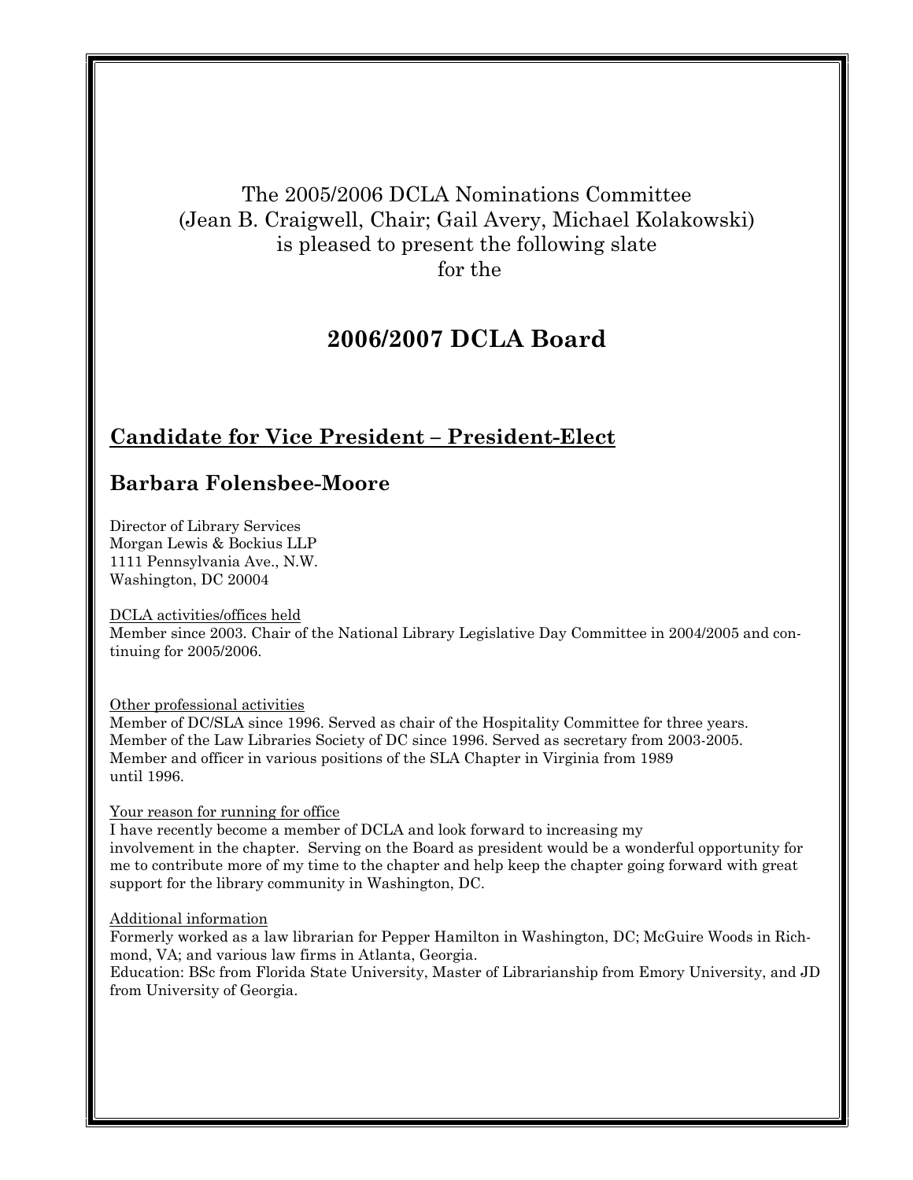The 2005/2006 DCLA Nominations Committee
(Jean B. Craigwell, Chair; Gail Avery, Michael Kolakowski)
is pleased to present the following slate
for the

# 2006/2007 DCLA Board

## Candidate for Vice President – President-Elect

### Barbara Folensbee-Moore

Director of Library Services
Morgan Lewis & Bockius LLP
1111 Pennsylvania Ave., N.W.
Washington, DC 20004

DCLA activities/offices held

Member since 2003. Chair of the National Library Legislative Day Committee in 2004/2005 and continuing for 2005/2006.

Other professional activities

Member of DC/SLA since 1996. Served as chair of the Hospitality Committee for three years.
Member of the Law Libraries Society of DC since 1996. Served as secretary from 2003-2005.
Member and officer in various positions of the SLA Chapter in Virginia from 1989 until 1996.

Your reason for running for office

I have recently become a member of DCLA and look forward to increasing my involvement in the chapter. Serving on the Board as president would be a wonderful opportunity for me to contribute more of my time to the chapter and help keep the chapter going forward with great support for the library community in Washington, DC.

Additional information

Formerly worked as a law librarian for Pepper Hamilton in Washington, DC; McGuire Woods in Richmond, VA; and various law firms in Atlanta, Georgia.
Education: BSc from Florida State University, Master of Librarianship from Emory University, and JD from University of Georgia.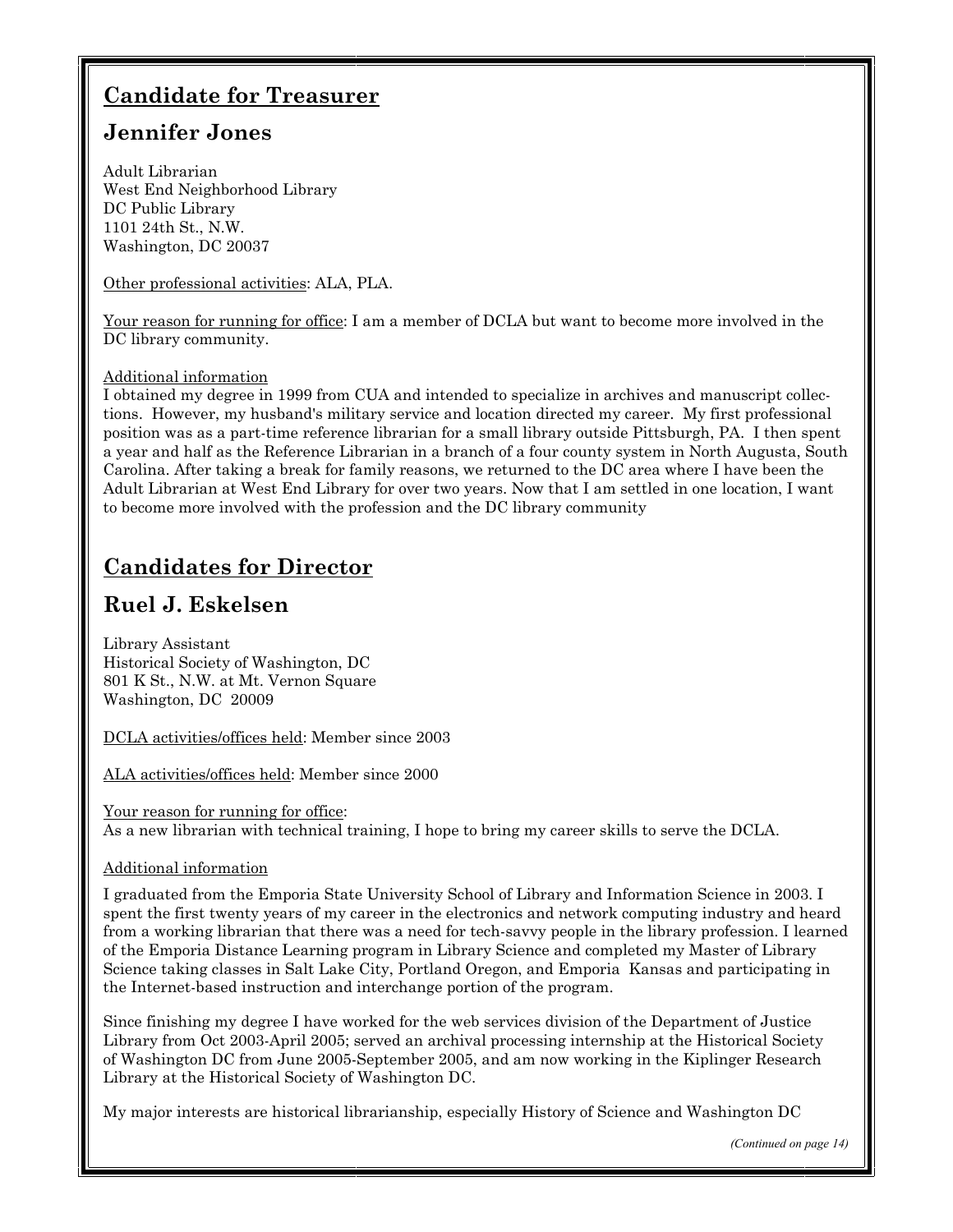## Candidate for Treasurer

## Jennifer Jones

Adult Librarian
West End Neighborhood Library
DC Public Library
1101 24th St., N.W.
Washington, DC 20037

Other professional activities: ALA, PLA.

Your reason for running for office: I am a member of DCLA but want to become more involved in the DC library community.

Additional information

I obtained my degree in 1999 from CUA and intended to specialize in archives and manuscript collections. However, my husband's military service and location directed my career. My first professional position was as a part-time reference librarian for a small library outside Pittsburgh, PA. I then spent a year and half as the Reference Librarian in a branch of a four county system in North Augusta, South Carolina. After taking a break for family reasons, we returned to the DC area where I have been the Adult Librarian at West End Library for over two years. Now that I am settled in one location, I want to become more involved with the profession and the DC library community

## Candidates for Director

## Ruel J. Eskelsen

Library Assistant
Historical Society of Washington, DC
801 K St., N.W. at Mt. Vernon Square
Washington, DC 20009

DCLA activities/offices held: Member since 2003

ALA activities/offices held: Member since 2000

Your reason for running for office:
As a new librarian with technical training, I hope to bring my career skills to serve the DCLA.

Additional information

I graduated from the Emporia State University School of Library and Information Science in 2003. I spent the first twenty years of my career in the electronics and network computing industry and heard from a working librarian that there was a need for tech-savvy people in the library profession. I learned of the Emporia Distance Learning program in Library Science and completed my Master of Library Science taking classes in Salt Lake City, Portland Oregon, and Emporia Kansas and participating in the Internet-based instruction and interchange portion of the program.

Since finishing my degree I have worked for the web services division of the Department of Justice Library from Oct 2003-April 2005; served an archival processing internship at the Historical Society of Washington DC from June 2005-September 2005, and am now working in the Kiplinger Research Library at the Historical Society of Washington DC.

My major interests are historical librarianship, especially History of Science and Washington DC

*(Continued on page 14)*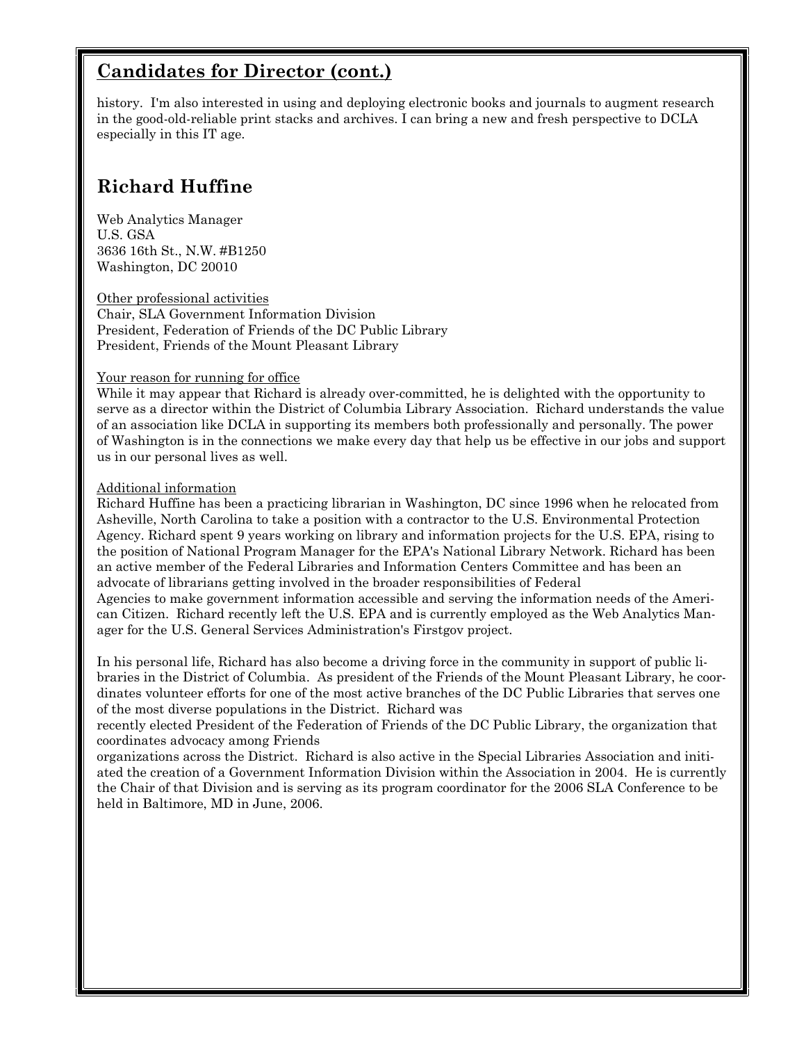## Candidates for Director (cont.)

history. I'm also interested in using and deploying electronic books and journals to augment research in the good-old-reliable print stacks and archives. I can bring a new and fresh perspective to DCLA especially in this IT age.

## Richard Huffine

Web Analytics Manager
U.S. GSA
3636 16th St., N.W. #B1250
Washington, DC 20010

Other professional activities
Chair, SLA Government Information Division
President, Federation of Friends of the DC Public Library
President, Friends of the Mount Pleasant Library

Your reason for running for office
While it may appear that Richard is already over-committed, he is delighted with the opportunity to serve as a director within the District of Columbia Library Association. Richard understands the value of an association like DCLA in supporting its members both professionally and personally. The power of Washington is in the connections we make every day that help us be effective in our jobs and support us in our personal lives as well.

Additional information
Richard Huffine has been a practicing librarian in Washington, DC since 1996 when he relocated from Asheville, North Carolina to take a position with a contractor to the U.S. Environmental Protection Agency. Richard spent 9 years working on library and information projects for the U.S. EPA, rising to the position of National Program Manager for the EPA's National Library Network. Richard has been an active member of the Federal Libraries and Information Centers Committee and has been an advocate of librarians getting involved in the broader responsibilities of Federal Agencies to make government information accessible and serving the information needs of the American Citizen. Richard recently left the U.S. EPA and is currently employed as the Web Analytics Manager for the U.S. General Services Administration's Firstgov project.

In his personal life, Richard has also become a driving force in the community in support of public libraries in the District of Columbia. As president of the Friends of the Mount Pleasant Library, he coordinates volunteer efforts for one of the most active branches of the DC Public Libraries that serves one of the most diverse populations in the District. Richard was recently elected President of the Federation of Friends of the DC Public Library, the organization that coordinates advocacy among Friends organizations across the District. Richard is also active in the Special Libraries Association and initiated the creation of a Government Information Division within the Association in 2004. He is currently the Chair of that Division and is serving as its program coordinator for the 2006 SLA Conference to be held in Baltimore, MD in June, 2006.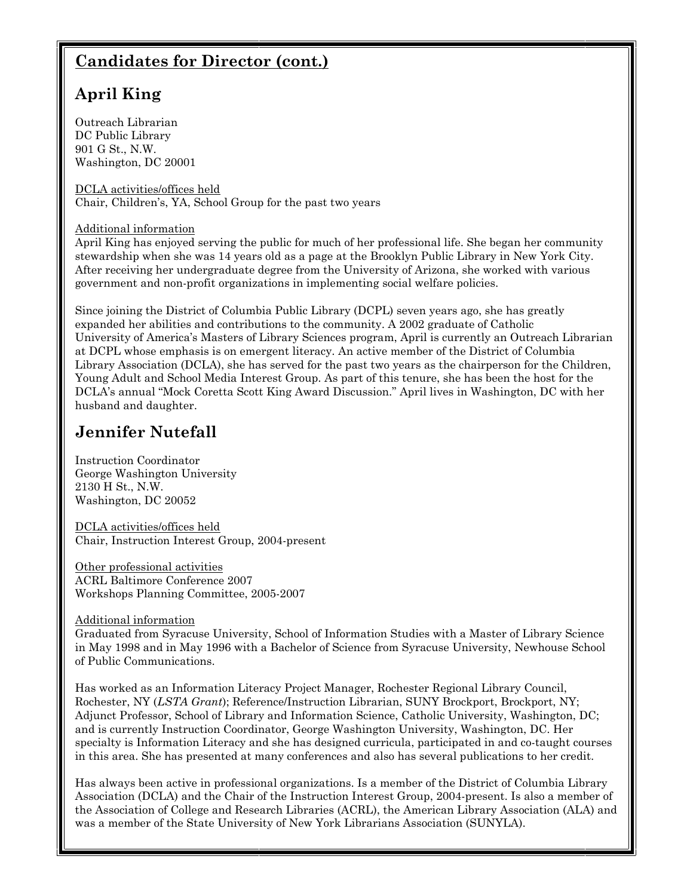## Candidates for Director (cont.)

## April King

Outreach Librarian
DC Public Library
901 G St., N.W.
Washington, DC 20001

DCLA activities/offices held
Chair, Children's, YA, School Group for the past two years

Additional information
April King has enjoyed serving the public for much of her professional life. She began her community stewardship when she was 14 years old as a page at the Brooklyn Public Library in New York City. After receiving her undergraduate degree from the University of Arizona, she worked with various government and non-profit organizations in implementing social welfare policies.

Since joining the District of Columbia Public Library (DCPL) seven years ago, she has greatly expanded her abilities and contributions to the community. A 2002 graduate of Catholic University of America's Masters of Library Sciences program, April is currently an Outreach Librarian at DCPL whose emphasis is on emergent literacy. An active member of the District of Columbia Library Association (DCLA), she has served for the past two years as the chairperson for the Children, Young Adult and School Media Interest Group. As part of this tenure, she has been the host for the DCLA's annual "Mock Coretta Scott King Award Discussion." April lives in Washington, DC with her husband and daughter.

## Jennifer Nutefall

Instruction Coordinator
George Washington University
2130 H St., N.W.
Washington, DC 20052

DCLA activities/offices held
Chair, Instruction Interest Group, 2004-present

Other professional activities
ACRL Baltimore Conference 2007
Workshops Planning Committee, 2005-2007

Additional information
Graduated from Syracuse University, School of Information Studies with a Master of Library Science in May 1998 and in May 1996 with a Bachelor of Science from Syracuse University, Newhouse School of Public Communications.

Has worked as an Information Literacy Project Manager, Rochester Regional Library Council, Rochester, NY (*LSTA Grant*); Reference/Instruction Librarian, SUNY Brockport, Brockport, NY; Adjunct Professor, School of Library and Information Science, Catholic University, Washington, DC; and is currently Instruction Coordinator, George Washington University, Washington, DC. Her specialty is Information Literacy and she has designed curricula, participated in and co-taught courses in this area. She has presented at many conferences and also has several publications to her credit.

Has always been active in professional organizations. Is a member of the District of Columbia Library Association (DCLA) and the Chair of the Instruction Interest Group, 2004-present. Is also a member of the Association of College and Research Libraries (ACRL), the American Library Association (ALA) and was a member of the State University of New York Librarians Association (SUNYLA).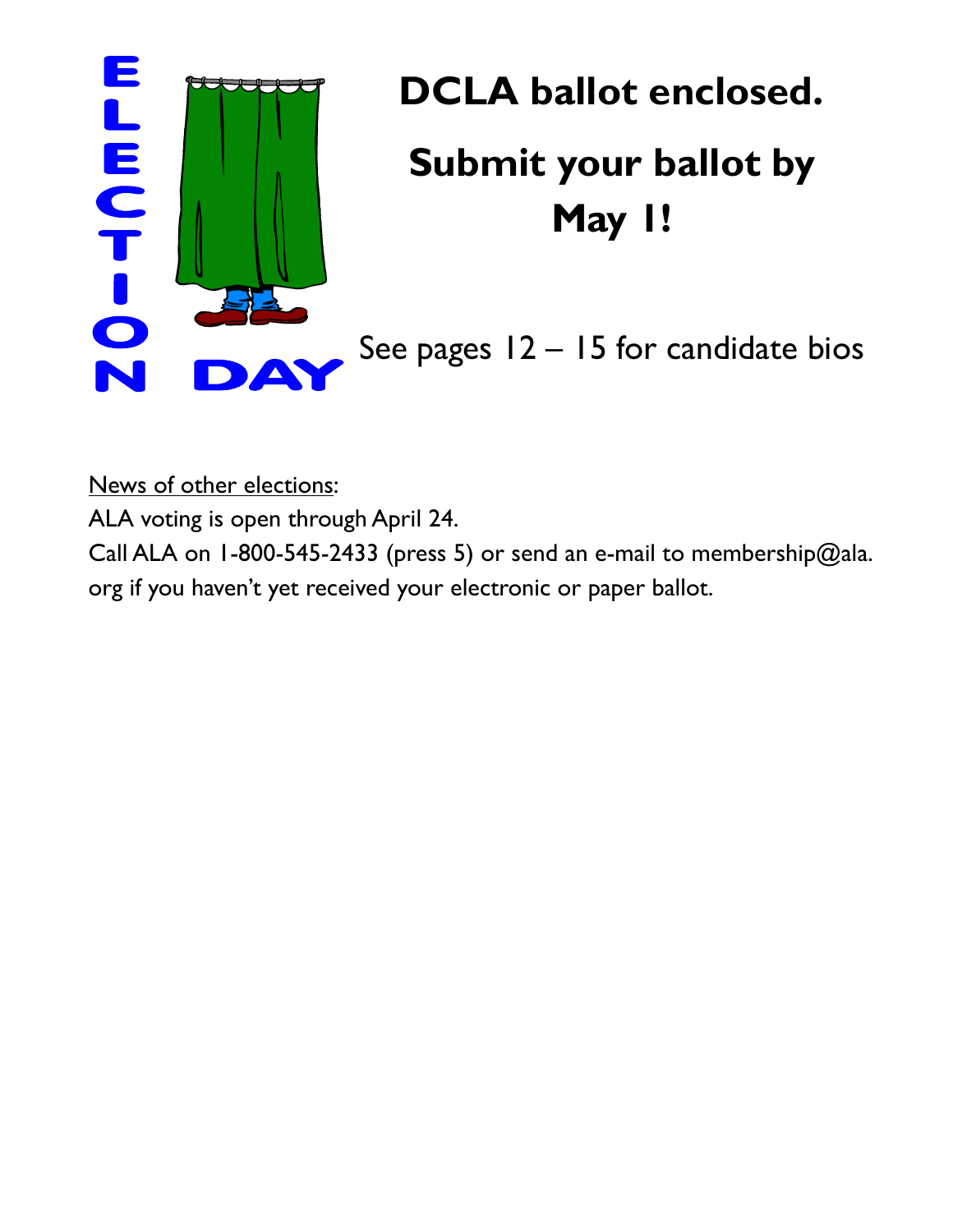ELECTION DAY

# DCLA ballot enclosed.

# Submit your ballot by May 1!

See pages 12 – 15 for candidate bios

<u>News of other elections</u>:

ALA voting is open through April 24.

Call ALA on 1-800-545-2433 (press 5) or send an e-mail to membership@ala.org if you haven't yet received your electronic or paper ballot.